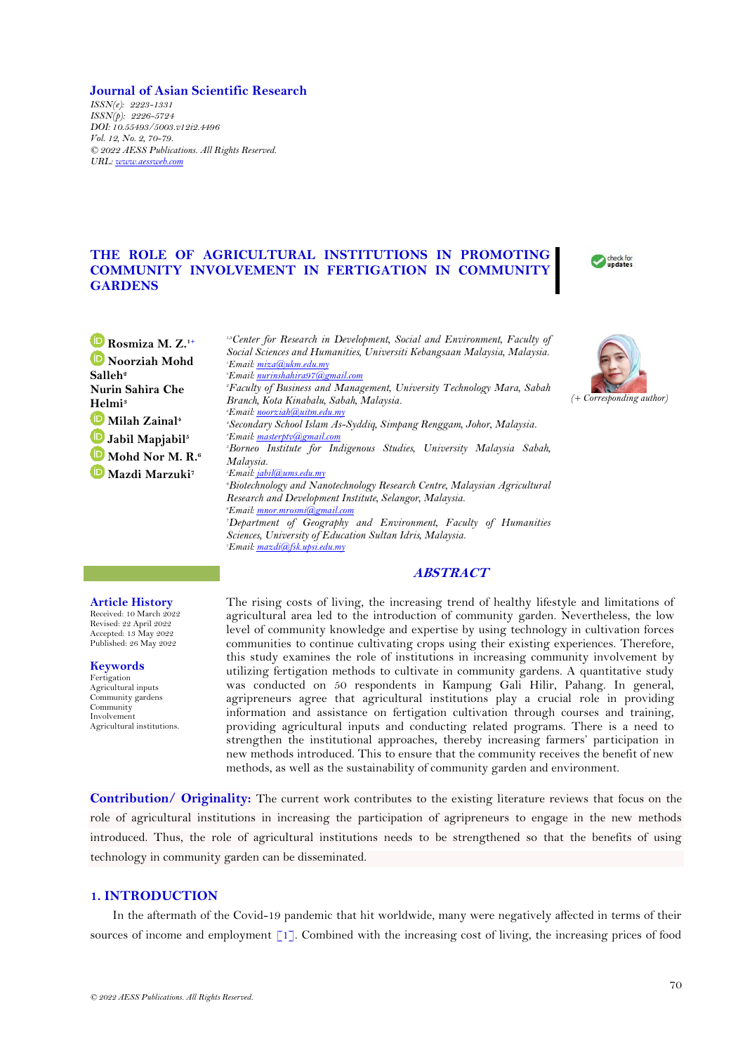**Journal of Asian Scientific Research**
*ISSN(e): 2223-1331*
*ISSN(p): 2226-5724*
*DOI: 10.55493/5003.v12i2.4496*
*Vol. 12, No. 2, 70-79.*
*© 2022 AESS Publications. All Rights Reserved.*
*URL: www.aessweb.com*

# THE ROLE OF AGRICULTURAL INSTITUTIONS IN PROMOTING COMMUNITY INVOLVEMENT IN FERTIGATION IN COMMUNITY GARDENS

**Rosmiza M. Z.**[1+]
**Noorziah Mohd Salleh**[2]
**Nurin Sahira Che Helmi**[3]
**Milah Zainal**[4]
**Jabil Mapjabil**[5]
**Mohd Nor M. R.**[6]
**Mazdi Marzuki**[7]

[1,3]*Center for Research in Development, Social and Environment, Faculty of Social Sciences and Humanities, Universiti Kebangsaan Malaysia, Malaysia.*
[1]*Email: miza@ukm.edu.my*
[3]*Email: nurinshahira97@gmail.com*
[2]*Faculty of Business and Management, University Technology Mara, Sabah Branch, Kota Kinabalu, Sabah, Malaysia.*
[2]*Email: noorziah@uitm.edu.my*
[4]*Secondary School Islam As-Syddiq, Simpang Renggam, Johor, Malaysia.*
[4]*Email: masterptv@gmail.com*
[5]*Borneo Institute for Indigenous Studies, University Malaysia Sabah, Malaysia.*
[5]*Email: jabil@ums.edu.my*
[6]*Biotechnology and Nanotechnology Research Centre, Malaysian Agricultural Research and Development Institute, Selangor, Malaysia.*
[6]*Email: mnor.mrosmi@gmail.com*
[7]*Department of Geography and Environment, Faculty of Humanities Sciences, University of Education Sultan Idris, Malaysia.*
[7]*Email: mazdi@fsk.upsi.edu.my*

*(+ Corresponding author)*

**Article History**
Received: 10 March 2022
Revised: 22 April 2022
Accepted: 13 May 2022
Published: 26 May 2022

**Keywords**
Fertigation
Agricultural inputs
Community gardens
Community
Involvement
Agricultural institutions.

## ABSTRACT

The rising costs of living, the increasing trend of healthy lifestyle and limitations of agricultural area led to the introduction of community garden. Nevertheless, the low level of community knowledge and expertise by using technology in cultivation forces communities to continue cultivating crops using their existing experiences. Therefore, this study examines the role of institutions in increasing community involvement by utilizing fertigation methods to cultivate in community gardens. A quantitative study was conducted on 50 respondents in Kampung Gali Hilir, Pahang. In general, agripreneurs agree that agricultural institutions play a crucial role in providing information and assistance on fertigation cultivation through courses and training, providing agricultural inputs and conducting related programs. There is a need to strengthen the institutional approaches, thereby increasing farmers' participation in new methods introduced. This to ensure that the community receives the benefit of new methods, as well as the sustainability of community garden and environment.

**Contribution/ Originality:** The current work contributes to the existing literature reviews that focus on the role of agricultural institutions in increasing the participation of agripreneurs to engage in the new methods introduced. Thus, the role of agricultural institutions needs to be strengthened so that the benefits of using technology in community garden can be disseminated.

## 1. INTRODUCTION

In the aftermath of the Covid-19 pandemic that hit worldwide, many were negatively affected in terms of their sources of income and employment [1]. Combined with the increasing cost of living, the increasing prices of food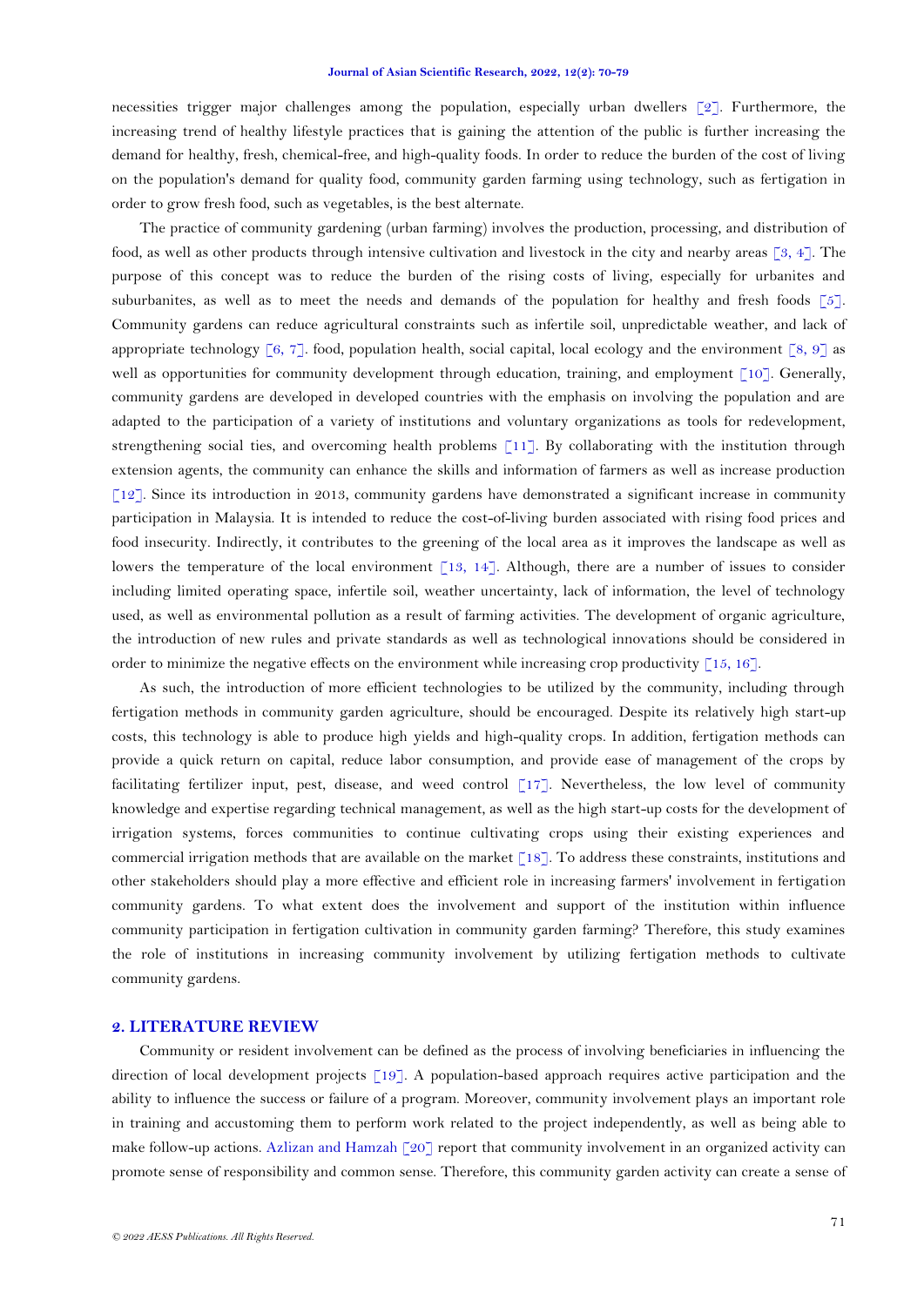necessities trigger major challenges among the population, especially urban dwellers [2]. Furthermore, the increasing trend of healthy lifestyle practices that is gaining the attention of the public is further increasing the demand for healthy, fresh, chemical-free, and high-quality foods. In order to reduce the burden of the cost of living on the population's demand for quality food, community garden farming using technology, such as fertigation in order to grow fresh food, such as vegetables, is the best alternate.

The practice of community gardening (urban farming) involves the production, processing, and distribution of food, as well as other products through intensive cultivation and livestock in the city and nearby areas [3, 4]. The purpose of this concept was to reduce the burden of the rising costs of living, especially for urbanites and suburbanites, as well as to meet the needs and demands of the population for healthy and fresh foods [5]. Community gardens can reduce agricultural constraints such as infertile soil, unpredictable weather, and lack of appropriate technology [6, 7]. food, population health, social capital, local ecology and the environment [8, 9] as well as opportunities for community development through education, training, and employment [10]. Generally, community gardens are developed in developed countries with the emphasis on involving the population and are adapted to the participation of a variety of institutions and voluntary organizations as tools for redevelopment, strengthening social ties, and overcoming health problems [11]. By collaborating with the institution through extension agents, the community can enhance the skills and information of farmers as well as increase production [12]. Since its introduction in 2013, community gardens have demonstrated a significant increase in community participation in Malaysia. It is intended to reduce the cost-of-living burden associated with rising food prices and food insecurity. Indirectly, it contributes to the greening of the local area as it improves the landscape as well as lowers the temperature of the local environment [13, 14]. Although, there are a number of issues to consider including limited operating space, infertile soil, weather uncertainty, lack of information, the level of technology used, as well as environmental pollution as a result of farming activities. The development of organic agriculture, the introduction of new rules and private standards as well as technological innovations should be considered in order to minimize the negative effects on the environment while increasing crop productivity [15, 16].

As such, the introduction of more efficient technologies to be utilized by the community, including through fertigation methods in community garden agriculture, should be encouraged. Despite its relatively high start-up costs, this technology is able to produce high yields and high-quality crops. In addition, fertigation methods can provide a quick return on capital, reduce labor consumption, and provide ease of management of the crops by facilitating fertilizer input, pest, disease, and weed control [17]. Nevertheless, the low level of community knowledge and expertise regarding technical management, as well as the high start-up costs for the development of irrigation systems, forces communities to continue cultivating crops using their existing experiences and commercial irrigation methods that are available on the market [18]. To address these constraints, institutions and other stakeholders should play a more effective and efficient role in increasing farmers' involvement in fertigation community gardens. To what extent does the involvement and support of the institution within influence community participation in fertigation cultivation in community garden farming? Therefore, this study examines the role of institutions in increasing community involvement by utilizing fertigation methods to cultivate community gardens.

## 2. LITERATURE REVIEW

Community or resident involvement can be defined as the process of involving beneficiaries in influencing the direction of local development projects [19]. A population-based approach requires active participation and the ability to influence the success or failure of a program. Moreover, community involvement plays an important role in training and accustoming them to perform work related to the project independently, as well as being able to make follow-up actions. Azlizan and Hamzah [20] report that community involvement in an organized activity can promote sense of responsibility and common sense. Therefore, this community garden activity can create a sense of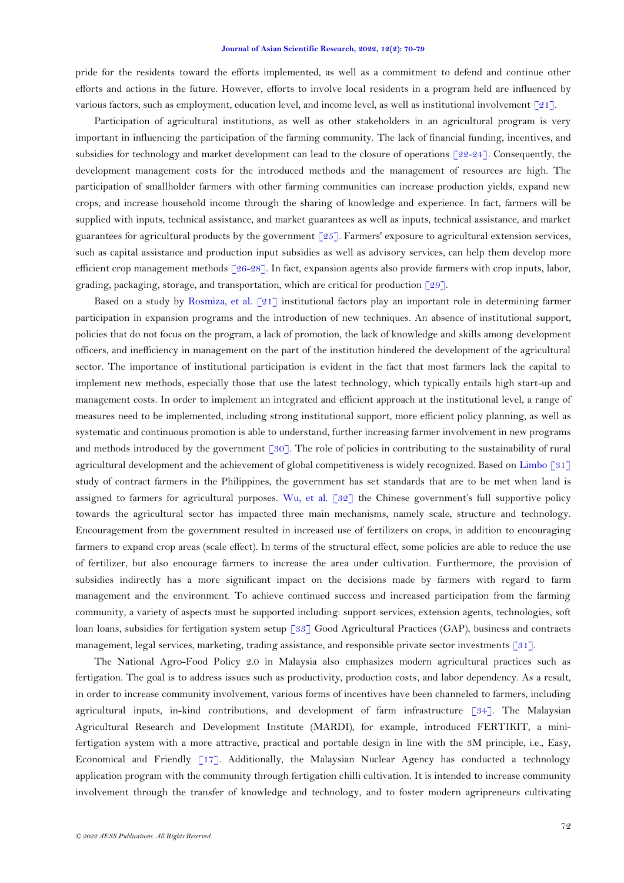pride for the residents toward the efforts implemented, as well as a commitment to defend and continue other efforts and actions in the future. However, efforts to involve local residents in a program held are influenced by various factors, such as employment, education level, and income level, as well as institutional involvement [21].

Participation of agricultural institutions, as well as other stakeholders in an agricultural program is very important in influencing the participation of the farming community. The lack of financial funding, incentives, and subsidies for technology and market development can lead to the closure of operations [22-24]. Consequently, the development management costs for the introduced methods and the management of resources are high. The participation of smallholder farmers with other farming communities can increase production yields, expand new crops, and increase household income through the sharing of knowledge and experience. In fact, farmers will be supplied with inputs, technical assistance, and market guarantees as well as inputs, technical assistance, and market guarantees for agricultural products by the government [25]. Farmers' exposure to agricultural extension services, such as capital assistance and production input subsidies as well as advisory services, can help them develop more efficient crop management methods [26-28]. In fact, expansion agents also provide farmers with crop inputs, labor, grading, packaging, storage, and transportation, which are critical for production [29].

Based on a study by Rosmiza, et al. [21] institutional factors play an important role in determining farmer participation in expansion programs and the introduction of new techniques. An absence of institutional support, policies that do not focus on the program, a lack of promotion, the lack of knowledge and skills among development officers, and inefficiency in management on the part of the institution hindered the development of the agricultural sector. The importance of institutional participation is evident in the fact that most farmers lack the capital to implement new methods, especially those that use the latest technology, which typically entails high start-up and management costs. In order to implement an integrated and efficient approach at the institutional level, a range of measures need to be implemented, including strong institutional support, more efficient policy planning, as well as systematic and continuous promotion is able to understand, further increasing farmer involvement in new programs and methods introduced by the government [30]. The role of policies in contributing to the sustainability of rural agricultural development and the achievement of global competitiveness is widely recognized. Based on Limbo [31] study of contract farmers in the Philippines, the government has set standards that are to be met when land is assigned to farmers for agricultural purposes. Wu, et al. [32] the Chinese government's full supportive policy towards the agricultural sector has impacted three main mechanisms, namely scale, structure and technology. Encouragement from the government resulted in increased use of fertilizers on crops, in addition to encouraging farmers to expand crop areas (scale effect). In terms of the structural effect, some policies are able to reduce the use of fertilizer, but also encourage farmers to increase the area under cultivation. Furthermore, the provision of subsidies indirectly has a more significant impact on the decisions made by farmers with regard to farm management and the environment. To achieve continued success and increased participation from the farming community, a variety of aspects must be supported including: support services, extension agents, technologies, soft loan loans, subsidies for fertigation system setup [33] Good Agricultural Practices (GAP), business and contracts management, legal services, marketing, trading assistance, and responsible private sector investments [31].

The National Agro-Food Policy 2.0 in Malaysia also emphasizes modern agricultural practices such as fertigation. The goal is to address issues such as productivity, production costs, and labor dependency. As a result, in order to increase community involvement, various forms of incentives have been channeled to farmers, including agricultural inputs, in-kind contributions, and development of farm infrastructure [34]. The Malaysian Agricultural Research and Development Institute (MARDI), for example, introduced FERTIKIT, a mini-fertigation system with a more attractive, practical and portable design in line with the 3M principle, i.e., Easy, Economical and Friendly [17]. Additionally, the Malaysian Nuclear Agency has conducted a technology application program with the community through fertigation chilli cultivation. It is intended to increase community involvement through the transfer of knowledge and technology, and to foster modern agripreneurs cultivating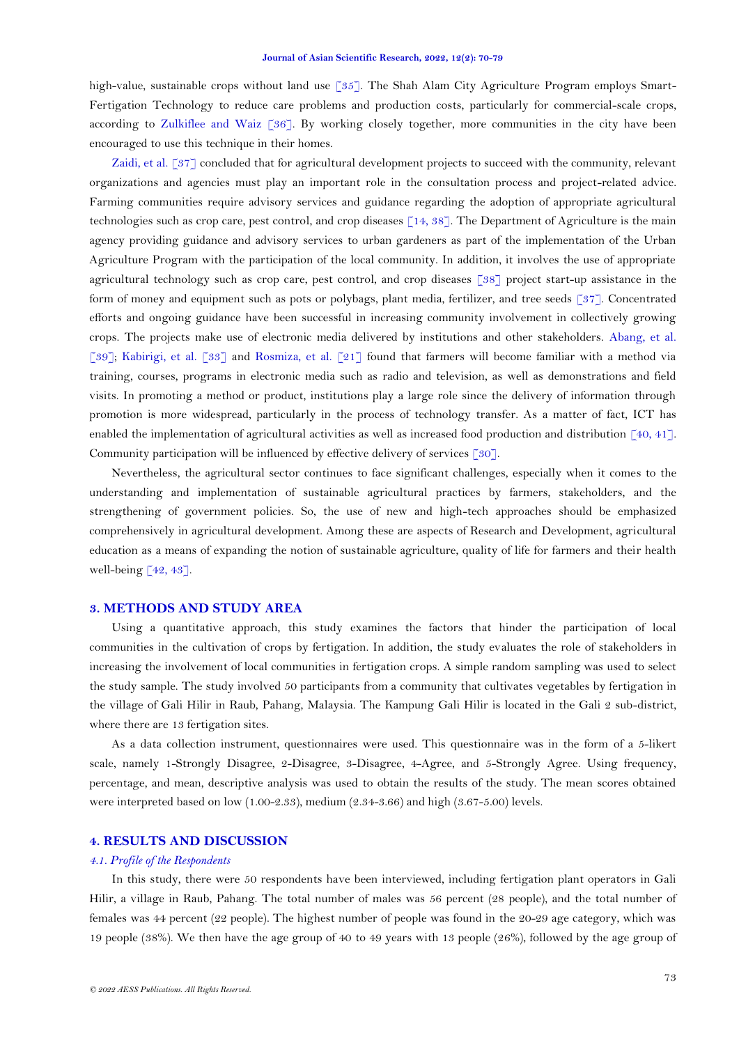high-value, sustainable crops without land use [35]. The Shah Alam City Agriculture Program employs Smart-Fertigation Technology to reduce care problems and production costs, particularly for commercial-scale crops, according to Zulkiflee and Waiz [36]. By working closely together, more communities in the city have been encouraged to use this technique in their homes.

Zaidi, et al. [37] concluded that for agricultural development projects to succeed with the community, relevant organizations and agencies must play an important role in the consultation process and project-related advice. Farming communities require advisory services and guidance regarding the adoption of appropriate agricultural technologies such as crop care, pest control, and crop diseases [14, 38]. The Department of Agriculture is the main agency providing guidance and advisory services to urban gardeners as part of the implementation of the Urban Agriculture Program with the participation of the local community. In addition, it involves the use of appropriate agricultural technology such as crop care, pest control, and crop diseases [38] project start-up assistance in the form of money and equipment such as pots or polybags, plant media, fertilizer, and tree seeds [37]. Concentrated efforts and ongoing guidance have been successful in increasing community involvement in collectively growing crops. The projects make use of electronic media delivered by institutions and other stakeholders. Abang, et al. [39]; Kabirigi, et al. [33] and Rosmiza, et al. [21] found that farmers will become familiar with a method via training, courses, programs in electronic media such as radio and television, as well as demonstrations and field visits. In promoting a method or product, institutions play a large role since the delivery of information through promotion is more widespread, particularly in the process of technology transfer. As a matter of fact, ICT has enabled the implementation of agricultural activities as well as increased food production and distribution [40, 41]. Community participation will be influenced by effective delivery of services [30].

Nevertheless, the agricultural sector continues to face significant challenges, especially when it comes to the understanding and implementation of sustainable agricultural practices by farmers, stakeholders, and the strengthening of government policies. So, the use of new and high-tech approaches should be emphasized comprehensively in agricultural development. Among these are aspects of Research and Development, agricultural education as a means of expanding the notion of sustainable agriculture, quality of life for farmers and their health well-being [42, 43].

## 3. METHODS AND STUDY AREA

Using a quantitative approach, this study examines the factors that hinder the participation of local communities in the cultivation of crops by fertigation. In addition, the study evaluates the role of stakeholders in increasing the involvement of local communities in fertigation crops. A simple random sampling was used to select the study sample. The study involved 50 participants from a community that cultivates vegetables by fertigation in the village of Gali Hilir in Raub, Pahang, Malaysia. The Kampung Gali Hilir is located in the Gali 2 sub-district, where there are 13 fertigation sites.

As a data collection instrument, questionnaires were used. This questionnaire was in the form of a 5-likert scale, namely 1-Strongly Disagree, 2-Disagree, 3-Disagree, 4-Agree, and 5-Strongly Agree. Using frequency, percentage, and mean, descriptive analysis was used to obtain the results of the study. The mean scores obtained were interpreted based on low (1.00-2.33), medium (2.34-3.66) and high (3.67-5.00) levels.

## 4. RESULTS AND DISCUSSION

### *4.1. Profile of the Respondents*

In this study, there were 50 respondents have been interviewed, including fertigation plant operators in Gali Hilir, a village in Raub, Pahang. The total number of males was 56 percent (28 people), and the total number of females was 44 percent (22 people). The highest number of people was found in the 20-29 age category, which was 19 people (38%). We then have the age group of 40 to 49 years with 13 people (26%), followed by the age group of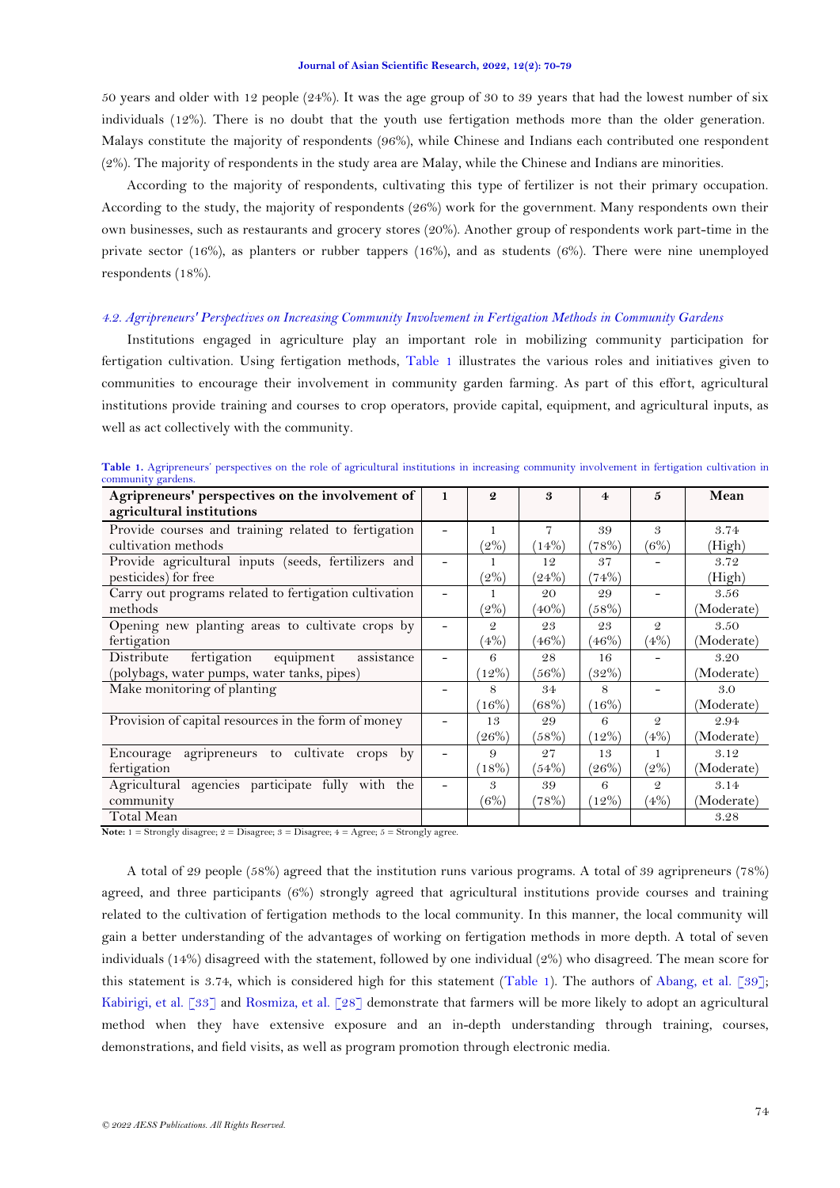50 years and older with 12 people (24%). It was the age group of 30 to 39 years that had the lowest number of six individuals (12%). There is no doubt that the youth use fertigation methods more than the older generation. Malays constitute the majority of respondents (96%), while Chinese and Indians each contributed one respondent (2%). The majority of respondents in the study area are Malay, while the Chinese and Indians are minorities.

According to the majority of respondents, cultivating this type of fertilizer is not their primary occupation. According to the study, the majority of respondents (26%) work for the government. Many respondents own their own businesses, such as restaurants and grocery stores (20%). Another group of respondents work part-time in the private sector (16%), as planters or rubber tappers (16%), and as students (6%). There were nine unemployed respondents (18%).

### *4.2. Agripreneurs' Perspectives on Increasing Community Involvement in Fertigation Methods in Community Gardens*

Institutions engaged in agriculture play an important role in mobilizing community participation for fertigation cultivation. Using fertigation methods, Table 1 illustrates the various roles and initiatives given to communities to encourage their involvement in community garden farming. As part of this effort, agricultural institutions provide training and courses to crop operators, provide capital, equipment, and agricultural inputs, as well as act collectively with the community.

**Table 1.** Agripreneurs' perspectives on the role of agricultural institutions in increasing community involvement in fertigation cultivation in community gardens.

| Agripreneurs' perspectives on the involvement of agricultural institutions | 1 | 2 | 3 | 4 | 5 | Mean |
|---|---|---|---|---|---|---|
| Provide courses and training related to fertigation cultivation methods | - | 1 (2%) | 7 (14%) | 39 (78%) | 3 (6%) | 3.74 (High) |
| Provide agricultural inputs (seeds, fertilizers and pesticides) for free | - | 1 (2%) | 12 (24%) | 37 (74%) | - | 3.72 (High) |
| Carry out programs related to fertigation cultivation methods | - | 1 (2%) | 20 (40%) | 29 (58%) | - | 3.56 (Moderate) |
| Opening new planting areas to cultivate crops by fertigation | - | 2 (4%) | 23 (46%) | 23 (46%) | 2 (4%) | 3.50 (Moderate) |
| Distribute fertigation equipment assistance (polybags, water pumps, water tanks, pipes) | - | 6 (12%) | 28 (56%) | 16 (32%) | - | 3.20 (Moderate) |
| Make monitoring of planting | - | 8 (16%) | 34 (68%) | 8 (16%) | - | 3.0 (Moderate) |
| Provision of capital resources in the form of money | - | 13 (26%) | 29 (58%) | 6 (12%) | 2 (4%) | 2.94 (Moderate) |
| Encourage agripreneurs to cultivate crops by fertigation | - | 9 (18%) | 27 (54%) | 13 (26%) | 1 (2%) | 3.12 (Moderate) |
| Agricultural agencies participate fully with the community | - | 3 (6%) | 39 (78%) | 6 (12%) | 2 (4%) | 3.14 (Moderate) |
| Total Mean | | | | | | 3.28 |

**Note:** 1 = Strongly disagree; 2 = Disagree; 3 = Disagree; 4 = Agree; 5 = Strongly agree.

A total of 29 people (58%) agreed that the institution runs various programs. A total of 39 agripreneurs (78%) agreed, and three participants (6%) strongly agreed that agricultural institutions provide courses and training related to the cultivation of fertigation methods to the local community. In this manner, the local community will gain a better understanding of the advantages of working on fertigation methods in more depth. A total of seven individuals (14%) disagreed with the statement, followed by one individual (2%) who disagreed. The mean score for this statement is 3.74, which is considered high for this statement (Table 1). The authors of Abang, et al. [39]; Kabirigi, et al. [33] and Rosmiza, et al. [28] demonstrate that farmers will be more likely to adopt an agricultural method when they have extensive exposure and an in-depth understanding through training, courses, demonstrations, and field visits, as well as program promotion through electronic media.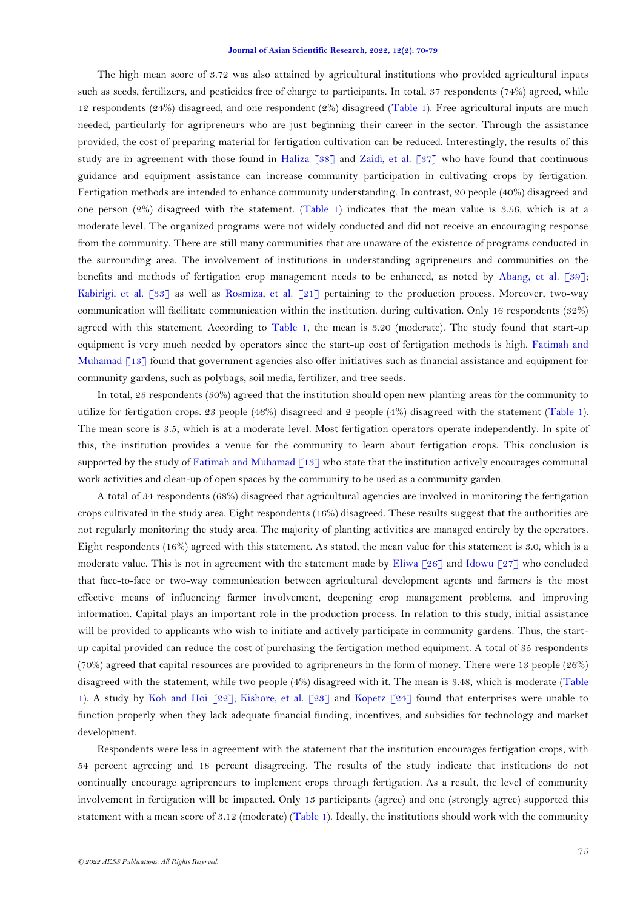The high mean score of 3.72 was also attained by agricultural institutions who provided agricultural inputs such as seeds, fertilizers, and pesticides free of charge to participants. In total, 37 respondents (74%) agreed, while 12 respondents (24%) disagreed, and one respondent (2%) disagreed (Table 1). Free agricultural inputs are much needed, particularly for agripreneurs who are just beginning their career in the sector. Through the assistance provided, the cost of preparing material for fertigation cultivation can be reduced. Interestingly, the results of this study are in agreement with those found in Haliza [38] and Zaidi, et al. [37] who have found that continuous guidance and equipment assistance can increase community participation in cultivating crops by fertigation. Fertigation methods are intended to enhance community understanding. In contrast, 20 people (40%) disagreed and one person (2%) disagreed with the statement. (Table 1) indicates that the mean value is 3.56, which is at a moderate level. The organized programs were not widely conducted and did not receive an encouraging response from the community. There are still many communities that are unaware of the existence of programs conducted in the surrounding area. The involvement of institutions in understanding agripreneurs and communities on the benefits and methods of fertigation crop management needs to be enhanced, as noted by Abang, et al. [39]; Kabirigi, et al. [33] as well as Rosmiza, et al. [21] pertaining to the production process. Moreover, two-way communication will facilitate communication within the institution. during cultivation. Only 16 respondents (32%) agreed with this statement. According to Table 1, the mean is 3.20 (moderate). The study found that start-up equipment is very much needed by operators since the start-up cost of fertigation methods is high. Fatimah and Muhamad [13] found that government agencies also offer initiatives such as financial assistance and equipment for community gardens, such as polybags, soil media, fertilizer, and tree seeds.

In total, 25 respondents (50%) agreed that the institution should open new planting areas for the community to utilize for fertigation crops. 23 people (46%) disagreed and 2 people (4%) disagreed with the statement (Table 1). The mean score is 3.5, which is at a moderate level. Most fertigation operators operate independently. In spite of this, the institution provides a venue for the community to learn about fertigation crops. This conclusion is supported by the study of Fatimah and Muhamad [13] who state that the institution actively encourages communal work activities and clean-up of open spaces by the community to be used as a community garden.

A total of 34 respondents (68%) disagreed that agricultural agencies are involved in monitoring the fertigation crops cultivated in the study area. Eight respondents (16%) disagreed. These results suggest that the authorities are not regularly monitoring the study area. The majority of planting activities are managed entirely by the operators. Eight respondents (16%) agreed with this statement. As stated, the mean value for this statement is 3.0, which is a moderate value. This is not in agreement with the statement made by Eliwa [26] and Idowu [27] who concluded that face-to-face or two-way communication between agricultural development agents and farmers is the most effective means of influencing farmer involvement, deepening crop management problems, and improving information. Capital plays an important role in the production process. In relation to this study, initial assistance will be provided to applicants who wish to initiate and actively participate in community gardens. Thus, the start-up capital provided can reduce the cost of purchasing the fertigation method equipment. A total of 35 respondents (70%) agreed that capital resources are provided to agripreneurs in the form of money. There were 13 people (26%) disagreed with the statement, while two people (4%) disagreed with it. The mean is 3.48, which is moderate (Table 1). A study by Koh and Hoi [22]; Kishore, et al. [23] and Kopetz [24] found that enterprises were unable to function properly when they lack adequate financial funding, incentives, and subsidies for technology and market development.

Respondents were less in agreement with the statement that the institution encourages fertigation crops, with 54 percent agreeing and 18 percent disagreeing. The results of the study indicate that institutions do not continually encourage agripreneurs to implement crops through fertigation. As a result, the level of community involvement in fertigation will be impacted. Only 13 participants (agree) and one (strongly agree) supported this statement with a mean score of 3.12 (moderate) (Table 1). Ideally, the institutions should work with the community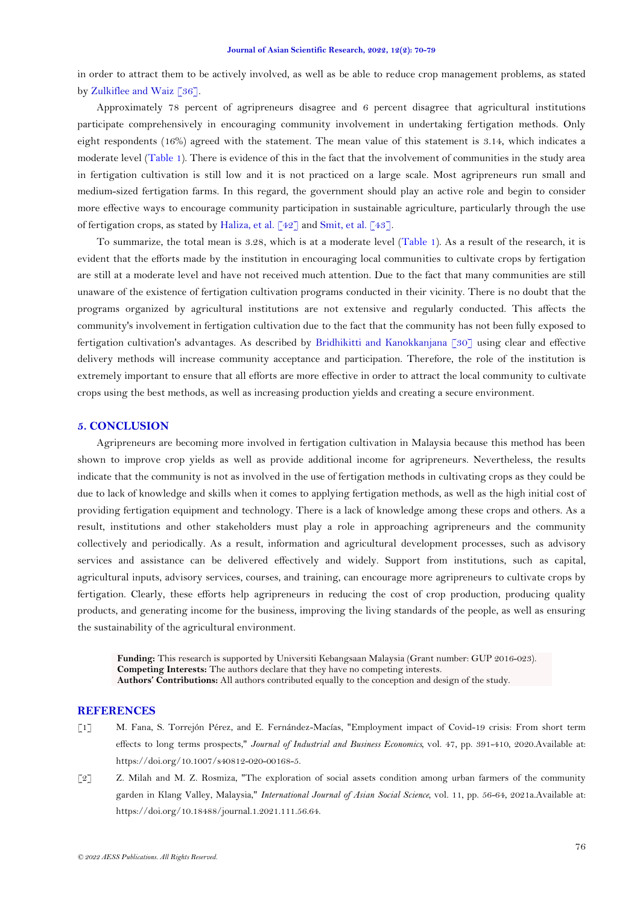in order to attract them to be actively involved, as well as be able to reduce crop management problems, as stated by Zulkiflee and Waiz [36].

Approximately 78 percent of agripreneurs disagree and 6 percent disagree that agricultural institutions participate comprehensively in encouraging community involvement in undertaking fertigation methods. Only eight respondents (16%) agreed with the statement. The mean value of this statement is 3.14, which indicates a moderate level (Table 1). There is evidence of this in the fact that the involvement of communities in the study area in fertigation cultivation is still low and it is not practiced on a large scale. Most agripreneurs run small and medium-sized fertigation farms. In this regard, the government should play an active role and begin to consider more effective ways to encourage community participation in sustainable agriculture, particularly through the use of fertigation crops, as stated by Haliza, et al. [42] and Smit, et al. [43].

To summarize, the total mean is 3.28, which is at a moderate level (Table 1). As a result of the research, it is evident that the efforts made by the institution in encouraging local communities to cultivate crops by fertigation are still at a moderate level and have not received much attention. Due to the fact that many communities are still unaware of the existence of fertigation cultivation programs conducted in their vicinity. There is no doubt that the programs organized by agricultural institutions are not extensive and regularly conducted. This affects the community's involvement in fertigation cultivation due to the fact that the community has not been fully exposed to fertigation cultivation's advantages. As described by Bridhikitti and Kanokkanjana [30] using clear and effective delivery methods will increase community acceptance and participation. Therefore, the role of the institution is extremely important to ensure that all efforts are more effective in order to attract the local community to cultivate crops using the best methods, as well as increasing production yields and creating a secure environment.

## 5. CONCLUSION

Agripreneurs are becoming more involved in fertigation cultivation in Malaysia because this method has been shown to improve crop yields as well as provide additional income for agripreneurs. Nevertheless, the results indicate that the community is not as involved in the use of fertigation methods in cultivating crops as they could be due to lack of knowledge and skills when it comes to applying fertigation methods, as well as the high initial cost of providing fertigation equipment and technology. There is a lack of knowledge among these crops and others. As a result, institutions and other stakeholders must play a role in approaching agripreneurs and the community collectively and periodically. As a result, information and agricultural development processes, such as advisory services and assistance can be delivered effectively and widely. Support from institutions, such as capital, agricultural inputs, advisory services, courses, and training, can encourage more agripreneurs to cultivate crops by fertigation. Clearly, these efforts help agripreneurs in reducing the cost of crop production, producing quality products, and generating income for the business, improving the living standards of the people, as well as ensuring the sustainability of the agricultural environment.

**Funding:** This research is supported by Universiti Kebangsaan Malaysia (Grant number: GUP 2016-023).
**Competing Interests:** The authors declare that they have no competing interests.
**Authors' Contributions:** All authors contributed equally to the conception and design of the study.

## REFERENCES

[1] M. Fana, S. Torrejón Pérez, and E. Fernández-Macías, "Employment impact of Covid-19 crisis: From short term effects to long terms prospects," *Journal of Industrial and Business Economics*, vol. 47, pp. 391-410, 2020.Available at: https://doi.org/10.1007/s40812-020-00168-5.

[2] Z. Milah and M. Z. Rosmiza, "The exploration of social assets condition among urban farmers of the community garden in Klang Valley, Malaysia," *International Journal of Asian Social Science*, vol. 11, pp. 56-64, 2021a.Available at: https://doi.org/10.18488/journal.1.2021.111.56.64.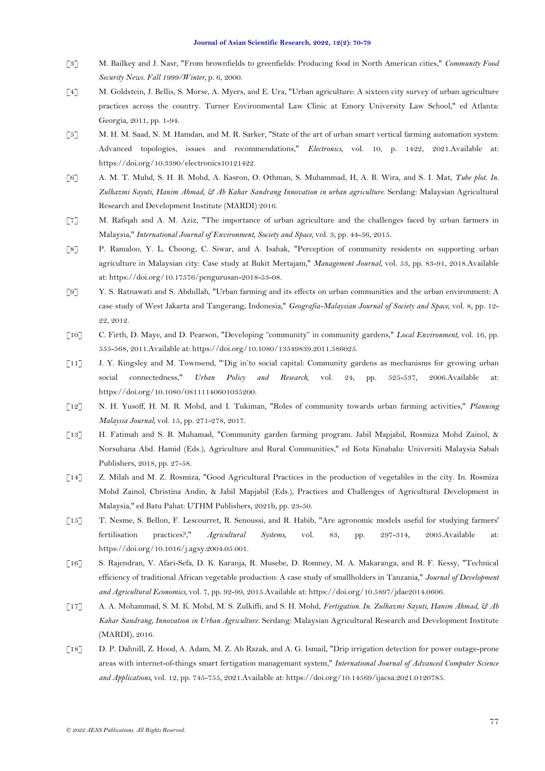[3] M. Bailkey and J. Nasr, "From brownfields to greenfields: Producing food in North American cities," *Community Food Security News. Fall 1999/Winter*, p. 6, 2000.

[4] M. Goldstein, J. Bellis, S. Morse, A. Myers, and E. Ura, "Urban agriculture: A sixteen city survey of urban agriculture practices across the country. Turner Environmental Law Clinic at Emory University Law School," ed Atlanta: Georgia, 2011, pp. 1-94.

[5] M. H. M. Saad, N. M. Hamdan, and M. R. Sarker, "State of the art of urban smart vertical farming automation system: Advanced topologies, issues and recommendations," *Electronics*, vol. 10, p. 1422, 2021.Available at: https://doi.org/10.3390/electronics10121422.

[6] A. M. T. Muhd, S. H. B. Mohd, A. Kasron, O. Othman, S. Muhammad, H, A. B. Wira, and S. I. Mat, *Tube plot. In. Zulhazmi Sayuti, Hanim Ahmad, & Ab Kahar Sandrang Innovation in urban agriculture*. Serdang: Malaysian Agricultural Research and Development Institute (MARDI) 2016.

[7] M. Rafiqah and A. M. Aziz, "The importance of urban agriculture and the challenges faced by urban farmers in Malaysia," *International Journal of Environment, Society and Space*, vol. 3, pp. 44-56, 2015.

[8] P. Ramaloo, Y. L. Choong, C. Siwar, and A. Isahak, "Perception of community residents on supporting urban agriculture in Malaysian city: Case study at Bukit Mertajam," *Management Journal*, vol. 53, pp. 83-91, 2018.Available at: https://doi.org/10.17576/pengurusan-2018-53-08.

[9] Y. S. Ratnawati and S. Abdullah, "Urban farming and its effects on urban communities and the urban environment: A case study of West Jakarta and Tangerang, Indonesia," *Geografia-Malaysian Journal of Society and Space*, vol. 8, pp. 12-22, 2012.

[10] C. Firth, D. Maye, and D. Pearson, "Developing "community" in community gardens," *Local Environment*, vol. 16, pp. 555-568, 2011.Available at: https://doi.org/10.1080/13549839.2011.586025.

[11] J. Y. Kingsley and M. Townsend, "'Dig in'to social capital: Community gardens as mechanisms for growing urban social connectedness," *Urban Policy and Research*, vol. 24, pp. 525-537, 2006.Available at: https://doi.org/10.1080/08111140601035200.

[12] N. H. Yusoff, H. M. R. Mohd, and I. Tukiman, "Roles of community towards urban farming activities," *Planning Malaysia Journal*, vol. 15, pp. 271-278, 2017.

[13] H. Fatimah and S. B. Muhamad, "Community garden farming program. Jabil Mapjabil, Rosmiza Mohd Zainol, & Norsuhana Abd. Hamid (Eds.), Agriculture and Rural Communities," ed Kota Kinabalu: Universiti Malaysia Sabah Publishers, 2018, pp. 27-58.

[14] Z. Milah and M. Z. Rosmiza, "Good Agricultural Practices in the production of vegetables in the city. In. Rosmiza Mohd Zainol, Christina Andin, & Jabil Mapjabil (Eds.), Practices and Challenges of Agricultural Development in Malaysia," ed Batu Pahat: UTHM Publishers, 2021b, pp. 23-50.

[15] T. Nesme, S. Bellon, F. Lescourret, R. Senoussi, and R. Habib, "Are agronomic models useful for studying farmers' fertilisation practices?," *Agricultural Systems*, vol. 83, pp. 297-314, 2005.Available at: https://doi.org/10.1016/j.agsy.2004.05.001.

[16] S. Rajendran, V. Afari-Sefa, D. K. Karanja, R. Musebe, D. Romney, M. A. Makaranga, and R. F. Kessy, "Technical efficiency of traditional African vegetable production: A case study of smallholders in Tanzania," *Journal of Development and Agricultural Economics*, vol. 7, pp. 92-99, 2015.Available at: https://doi.org/10.5897/jdae2014.0606.

[17] A. A. Mohammad, S. M. K. Mohd, M. S. Zulkifli, and S. H. Mohd, *Fertigation. In. Zulhazmi Sayuti, Hanim Ahmad, & Ab Kahar Sandrang, Innovation in Urban Agriculture*. Serdang: Malaysian Agricultural Research and Development Institute (MARDI), 2016.

[18] D. P. Dahnill, Z. Hood, A. Adam, M. Z. Ab Razak, and A. G. Ismail, "Drip irrigation detection for power outage-prone areas with internet-of-things smart fertigation managemant system," *International Journal of Advanced Computer Science and Applications*, vol. 12, pp. 745-755, 2021.Available at: https://doi.org/10.14569/ijacsa.2021.0120785.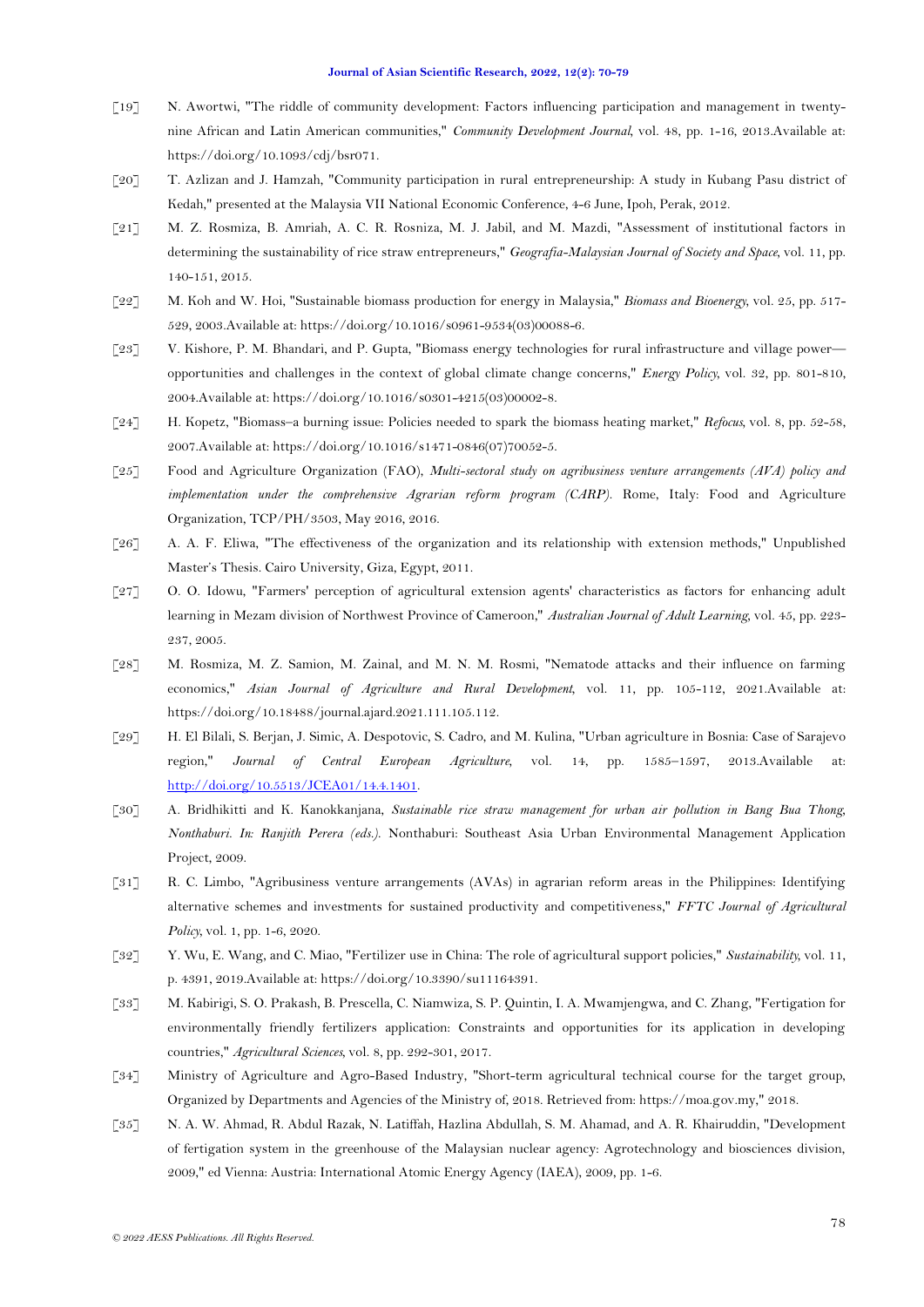[19] N. Awortwi, "The riddle of community development: Factors influencing participation and management in twenty-nine African and Latin American communities," *Community Development Journal*, vol. 48, pp. 1-16, 2013.Available at: https://doi.org/10.1093/cdj/bsr071.

[20] T. Azlizan and J. Hamzah, "Community participation in rural entrepreneurship: A study in Kubang Pasu district of Kedah," presented at the Malaysia VII National Economic Conference, 4-6 June, Ipoh, Perak, 2012.

[21] M. Z. Rosmiza, B. Amriah, A. C. R. Rosniza, M. J. Jabil, and M. Mazdi, "Assessment of institutional factors in determining the sustainability of rice straw entrepreneurs," *Geografia-Malaysian Journal of Society and Space*, vol. 11, pp. 140-151, 2015.

[22] M. Koh and W. Hoi, "Sustainable biomass production for energy in Malaysia," *Biomass and Bioenergy*, vol. 25, pp. 517-529, 2003.Available at: https://doi.org/10.1016/s0961-9534(03)00088-6.

[23] V. Kishore, P. M. Bhandari, and P. Gupta, "Biomass energy technologies for rural infrastructure and village power—opportunities and challenges in the context of global climate change concerns," *Energy Policy*, vol. 32, pp. 801-810, 2004.Available at: https://doi.org/10.1016/s0301-4215(03)00002-8.

[24] H. Kopetz, "Biomass–a burning issue: Policies needed to spark the biomass heating market," *Refocus*, vol. 8, pp. 52-58, 2007.Available at: https://doi.org/10.1016/s1471-0846(07)70052-5.

[25] Food and Agriculture Organization (FAO), *Multi-sectoral study on agribusiness venture arrangements (AVA) policy and implementation under the comprehensive Agrarian reform program (CARP)*. Rome, Italy: Food and Agriculture Organization, TCP/PH/3503, May 2016, 2016.

[26] A. A. F. Eliwa, "The effectiveness of the organization and its relationship with extension methods," Unpublished Master's Thesis. Cairo University, Giza, Egypt, 2011.

[27] O. O. Idowu, "Farmers' perception of agricultural extension agents' characteristics as factors for enhancing adult learning in Mezam division of Northwest Province of Cameroon," *Australian Journal of Adult Learning*, vol. 45, pp. 223-237, 2005.

[28] M. Rosmiza, M. Z. Samion, M. Zainal, and M. N. M. Rosmi, "Nematode attacks and their influence on farming economics," *Asian Journal of Agriculture and Rural Development*, vol. 11, pp. 105-112, 2021.Available at: https://doi.org/10.18488/journal.ajard.2021.111.105.112.

[29] H. El Bilali, S. Berjan, J. Simic, A. Despotovic, S. Cadro, and M. Kulina, "Urban agriculture in Bosnia: Case of Sarajevo region," *Journal of Central European Agriculture*, vol. 14, pp. 1585–1597, 2013.Available at: http://doi.org/10.5513/JCEA01/14.4.1401.

[30] A. Bridhikitti and K. Kanokkanjana, *Sustainable rice straw management for urban air pollution in Bang Bua Thong, Nonthaburi. In: Ranjith Perera (eds.)*. Nonthaburi: Southeast Asia Urban Environmental Management Application Project, 2009.

[31] R. C. Limbo, "Agribusiness venture arrangements (AVAs) in agrarian reform areas in the Philippines: Identifying alternative schemes and investments for sustained productivity and competitiveness," *FFTC Journal of Agricultural Policy*, vol. 1, pp. 1-6, 2020.

[32] Y. Wu, E. Wang, and C. Miao, "Fertilizer use in China: The role of agricultural support policies," *Sustainability*, vol. 11, p. 4391, 2019.Available at: https://doi.org/10.3390/su11164391.

[33] M. Kabirigi, S. O. Prakash, B. Prescella, C. Niamwiza, S. P. Quintin, I. A. Mwamjengwa, and C. Zhang, "Fertigation for environmentally friendly fertilizers application: Constraints and opportunities for its application in developing countries," *Agricultural Sciences*, vol. 8, pp. 292-301, 2017.

[34] Ministry of Agriculture and Agro-Based Industry, "Short-term agricultural technical course for the target group, Organized by Departments and Agencies of the Ministry of, 2018. Retrieved from: https://moa.gov.my," 2018.

[35] N. A. W. Ahmad, R. Abdul Razak, N. Latiffah, Hazlina Abdullah, S. M. Ahamad, and A. R. Khairuddin, "Development of fertigation system in the greenhouse of the Malaysian nuclear agency: Agrotechnology and biosciences division, 2009," ed Vienna: Austria: International Atomic Energy Agency (IAEA), 2009, pp. 1-6.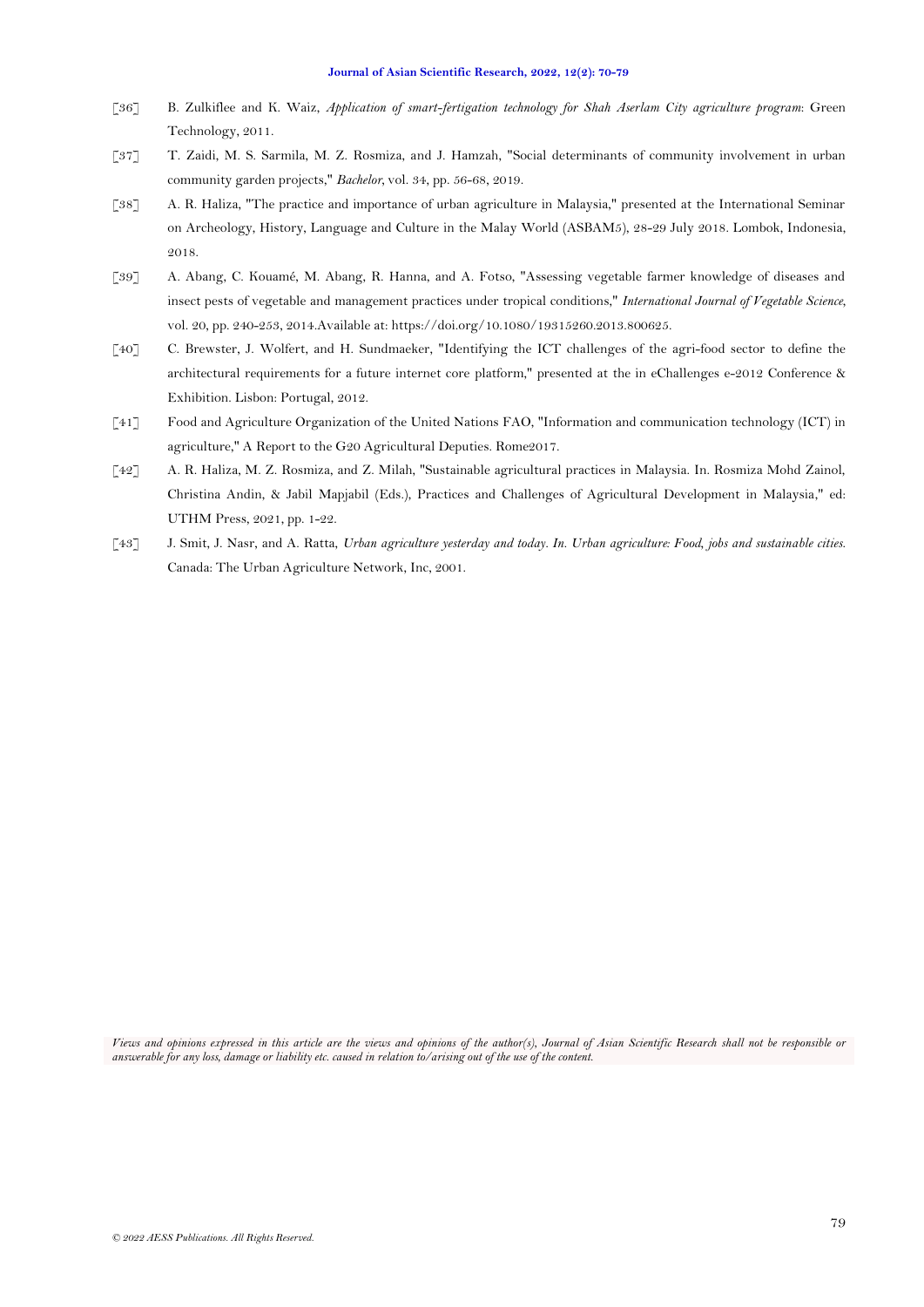[36] B. Zulkiflee and K. Waiz, *Application of smart-fertigation technology for Shah Aserlam City agriculture program*: Green Technology, 2011.

[37] T. Zaidi, M. S. Sarmila, M. Z. Rosmiza, and J. Hamzah, "Social determinants of community involvement in urban community garden projects," *Bachelor*, vol. 34, pp. 56-68, 2019.

[38] A. R. Haliza, "The practice and importance of urban agriculture in Malaysia," presented at the International Seminar on Archeology, History, Language and Culture in the Malay World (ASBAM5), 28-29 July 2018. Lombok, Indonesia, 2018.

[39] A. Abang, C. Kouamé, M. Abang, R. Hanna, and A. Fotso, "Assessing vegetable farmer knowledge of diseases and insect pests of vegetable and management practices under tropical conditions," *International Journal of Vegetable Science*, vol. 20, pp. 240-253, 2014.Available at: https://doi.org/10.1080/19315260.2013.800625.

[40] C. Brewster, J. Wolfert, and H. Sundmaeker, "Identifying the ICT challenges of the agri-food sector to define the architectural requirements for a future internet core platform," presented at the in eChallenges e-2012 Conference & Exhibition. Lisbon: Portugal, 2012.

[41] Food and Agriculture Organization of the United Nations FAO, "Information and communication technology (ICT) in agriculture," A Report to the G20 Agricultural Deputies. Rome2017.

[42] A. R. Haliza, M. Z. Rosmiza, and Z. Milah, "Sustainable agricultural practices in Malaysia. In. Rosmiza Mohd Zainol, Christina Andin, & Jabil Mapjabil (Eds.), Practices and Challenges of Agricultural Development in Malaysia," ed: UTHM Press, 2021, pp. 1-22.

[43] J. Smit, J. Nasr, and A. Ratta, *Urban agriculture yesterday and today. In. Urban agriculture: Food, jobs and sustainable cities.* Canada: The Urban Agriculture Network, Inc, 2001.

*Views and opinions expressed in this article are the views and opinions of the author(s), Journal of Asian Scientific Research shall not be responsible or answerable for any loss, damage or liability etc. caused in relation to/arising out of the use of the content.*